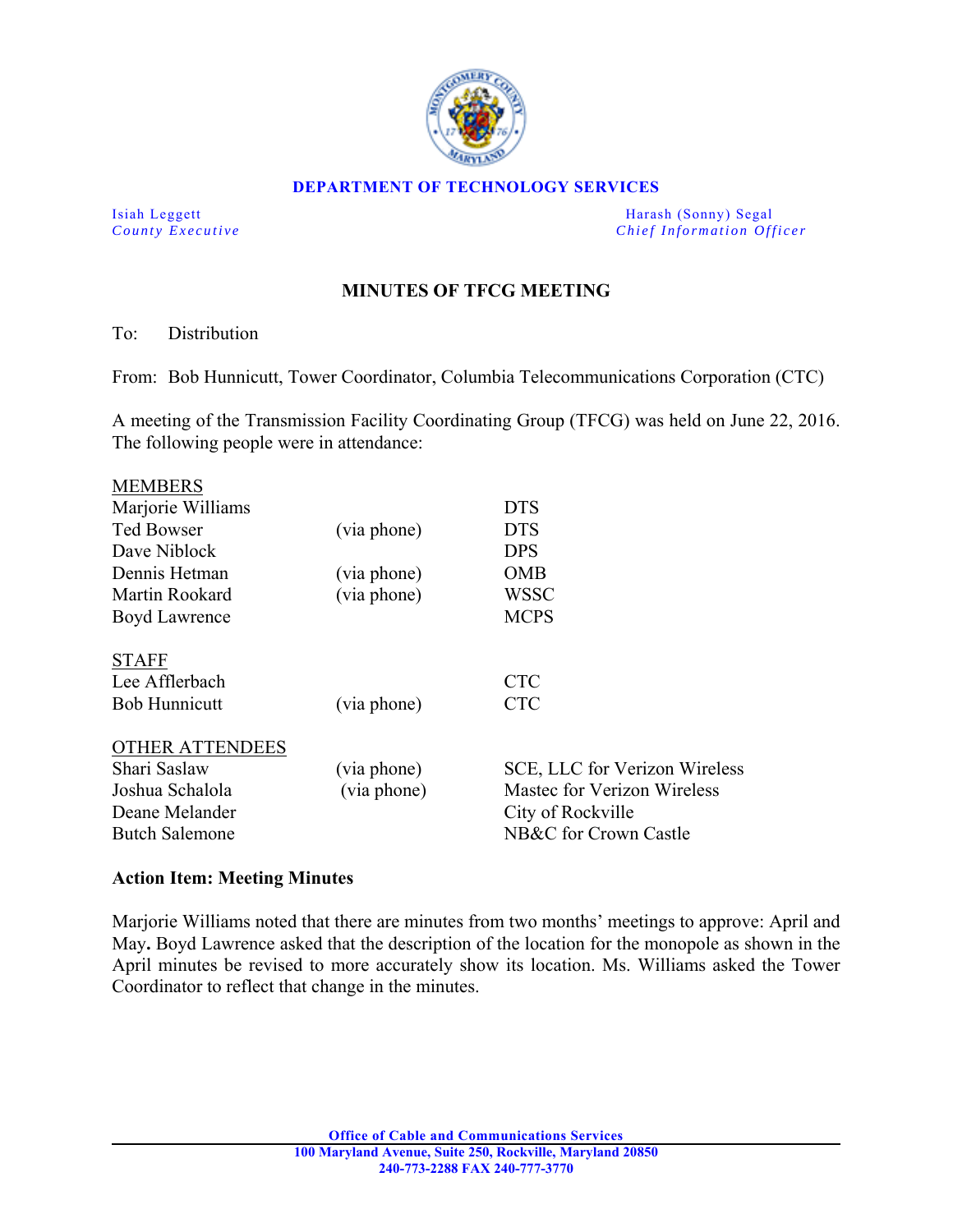**DEPARTMENT OF TECHNOLOGY SERVICES**

*Isiah Leggett*
*County Executive*

*Harash (Sonny) Segal*
*Chief Information Officer*

# MINUTES OF TFCG MEETING

To: Distribution

From: Bob Hunnicutt, Tower Coordinator, Columbia Telecommunications Corporation (CTC)

A meeting of the Transmission Facility Coordinating Group (TFCG) was held on June 22, 2016. The following people were in attendance:

| MEMBERS | | |
|---|---|---|
| Marjorie Williams | | DTS |
| Ted Bowser | (via phone) | DTS |
| Dave Niblock | | DPS |
| Dennis Hetman | (via phone) | OMB |
| Martin Rookard | (via phone) | WSSC |
| Boyd Lawrence | | MCPS |
| **STAFF** | | |
| Lee Afflerbach | | CTC |
| Bob Hunnicutt | (via phone) | CTC |
| **OTHER ATTENDEES** | | |
| Shari Saslaw | (via phone) | SCE, LLC for Verizon Wireless |
| Joshua Schalola | (via phone) | Mastec for Verizon Wireless |
| Deane Melander | | City of Rockville |
| Butch Salemone | | NB&C for Crown Castle |

**Action Item: Meeting Minutes**

Marjorie Williams noted that there are minutes from two months' meetings to approve: April and May**.** Boyd Lawrence asked that the description of the location for the monopole as shown in the April minutes be revised to more accurately show its location. Ms. Williams asked the Tower Coordinator to reflect that change in the minutes.

**Office of Cable and Communications Services**
**100 Maryland Avenue, Suite 250, Rockville, Maryland 20850**
**240-773-2288 FAX 240-777-3770**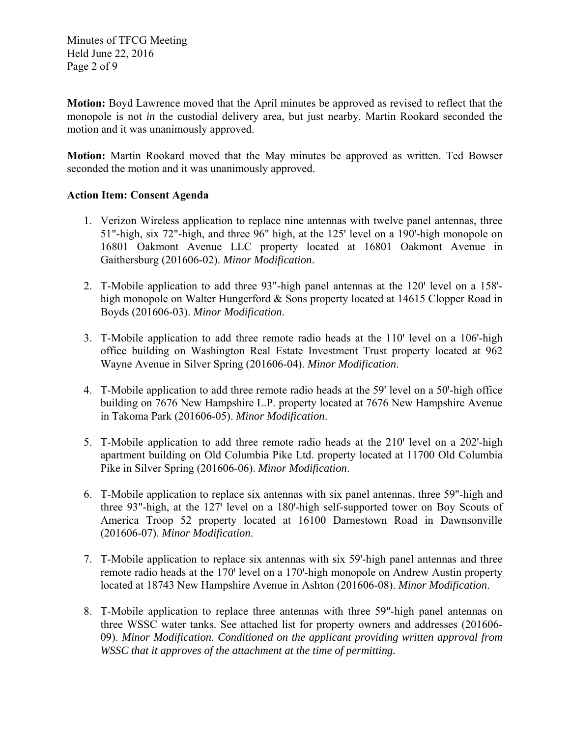**Motion:** Boyd Lawrence moved that the April minutes be approved as revised to reflect that the monopole is not *in* the custodial delivery area, but just nearby. Martin Rookard seconded the motion and it was unanimously approved.

**Motion:** Martin Rookard moved that the May minutes be approved as written. Ted Bowser seconded the motion and it was unanimously approved.

**Action Item: Consent Agenda**

1. Verizon Wireless application to replace nine antennas with twelve panel antennas, three 51"-high, six 72"-high, and three 96" high, at the 125' level on a 190'-high monopole on 16801 Oakmont Avenue LLC property located at 16801 Oakmont Avenue in Gaithersburg (201606-02). *Minor Modification*.

2. T-Mobile application to add three 93"-high panel antennas at the 120' level on a 158'-high monopole on Walter Hungerford & Sons property located at 14615 Clopper Road in Boyds (201606-03). *Minor Modification*.

3. T-Mobile application to add three remote radio heads at the 110' level on a 106'-high office building on Washington Real Estate Investment Trust property located at 962 Wayne Avenue in Silver Spring (201606-04). *Minor Modification*.

4. T-Mobile application to add three remote radio heads at the 59' level on a 50'-high office building on 7676 New Hampshire L.P. property located at 7676 New Hampshire Avenue in Takoma Park (201606-05). *Minor Modification*.

5. T-Mobile application to add three remote radio heads at the 210' level on a 202'-high apartment building on Old Columbia Pike Ltd. property located at 11700 Old Columbia Pike in Silver Spring (201606-06). *Minor Modification*.

6. T-Mobile application to replace six antennas with six panel antennas, three 59"-high and three 93"-high, at the 127' level on a 180'-high self-supported tower on Boy Scouts of America Troop 52 property located at 16100 Darnestown Road in Dawnsonville (201606-07). *Minor Modification*.

7. T-Mobile application to replace six antennas with six 59'-high panel antennas and three remote radio heads at the 170' level on a 170'-high monopole on Andrew Austin property located at 18743 New Hampshire Avenue in Ashton (201606-08). *Minor Modification*.

8. T-Mobile application to replace three antennas with three 59"-high panel antennas on three WSSC water tanks. See attached list for property owners and addresses (201606-09). *Minor Modification. Conditioned on the applicant providing written approval from WSSC that it approves of the attachment at the time of permitting.*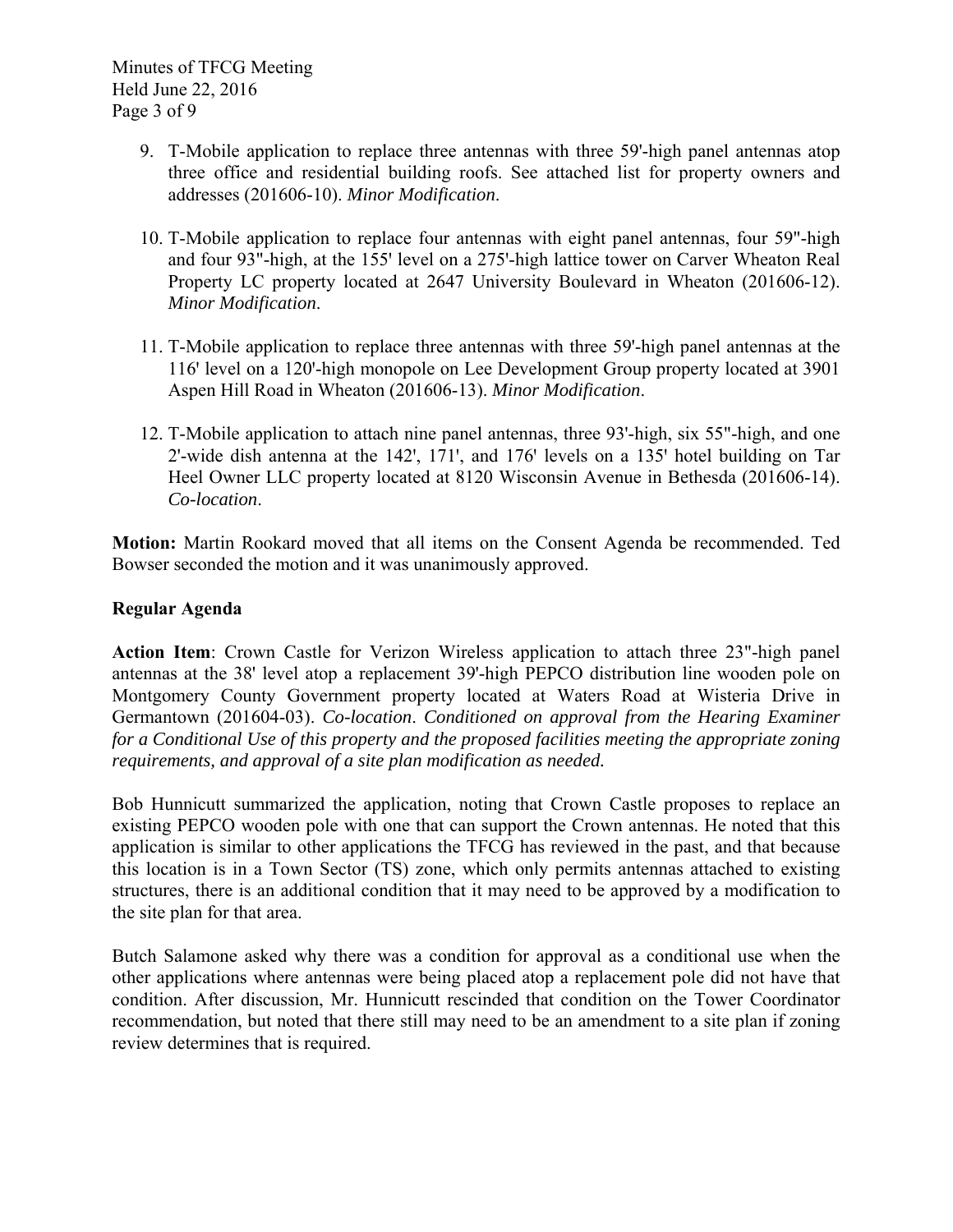9. T-Mobile application to replace three antennas with three 59'-high panel antennas atop three office and residential building roofs. See attached list for property owners and addresses (201606-10). *Minor Modification*.

10. T-Mobile application to replace four antennas with eight panel antennas, four 59"-high and four 93"-high, at the 155' level on a 275'-high lattice tower on Carver Wheaton Real Property LC property located at 2647 University Boulevard in Wheaton (201606-12). *Minor Modification*.

11. T-Mobile application to replace three antennas with three 59'-high panel antennas at the 116' level on a 120'-high monopole on Lee Development Group property located at 3901 Aspen Hill Road in Wheaton (201606-13). *Minor Modification*.

12. T-Mobile application to attach nine panel antennas, three 93'-high, six 55"-high, and one 2'-wide dish antenna at the 142', 171', and 176' levels on a 135' hotel building on Tar Heel Owner LLC property located at 8120 Wisconsin Avenue in Bethesda (201606-14). *Co-location*.

**Motion:** Martin Rookard moved that all items on the Consent Agenda be recommended. Ted Bowser seconded the motion and it was unanimously approved.

**Regular Agenda**

**Action Item**: Crown Castle for Verizon Wireless application to attach three 23"-high panel antennas at the 38' level atop a replacement 39'-high PEPCO distribution line wooden pole on Montgomery County Government property located at Waters Road at Wisteria Drive in Germantown (201604-03). *Co-location*. *Conditioned on approval from the Hearing Examiner for a Conditional Use of this property and the proposed facilities meeting the appropriate zoning requirements, and approval of a site plan modification as needed.*

Bob Hunnicutt summarized the application, noting that Crown Castle proposes to replace an existing PEPCO wooden pole with one that can support the Crown antennas. He noted that this application is similar to other applications the TFCG has reviewed in the past, and that because this location is in a Town Sector (TS) zone, which only permits antennas attached to existing structures, there is an additional condition that it may need to be approved by a modification to the site plan for that area.

Butch Salamone asked why there was a condition for approval as a conditional use when the other applications where antennas were being placed atop a replacement pole did not have that condition. After discussion, Mr. Hunnicutt rescinded that condition on the Tower Coordinator recommendation, but noted that there still may need to be an amendment to a site plan if zoning review determines that is required.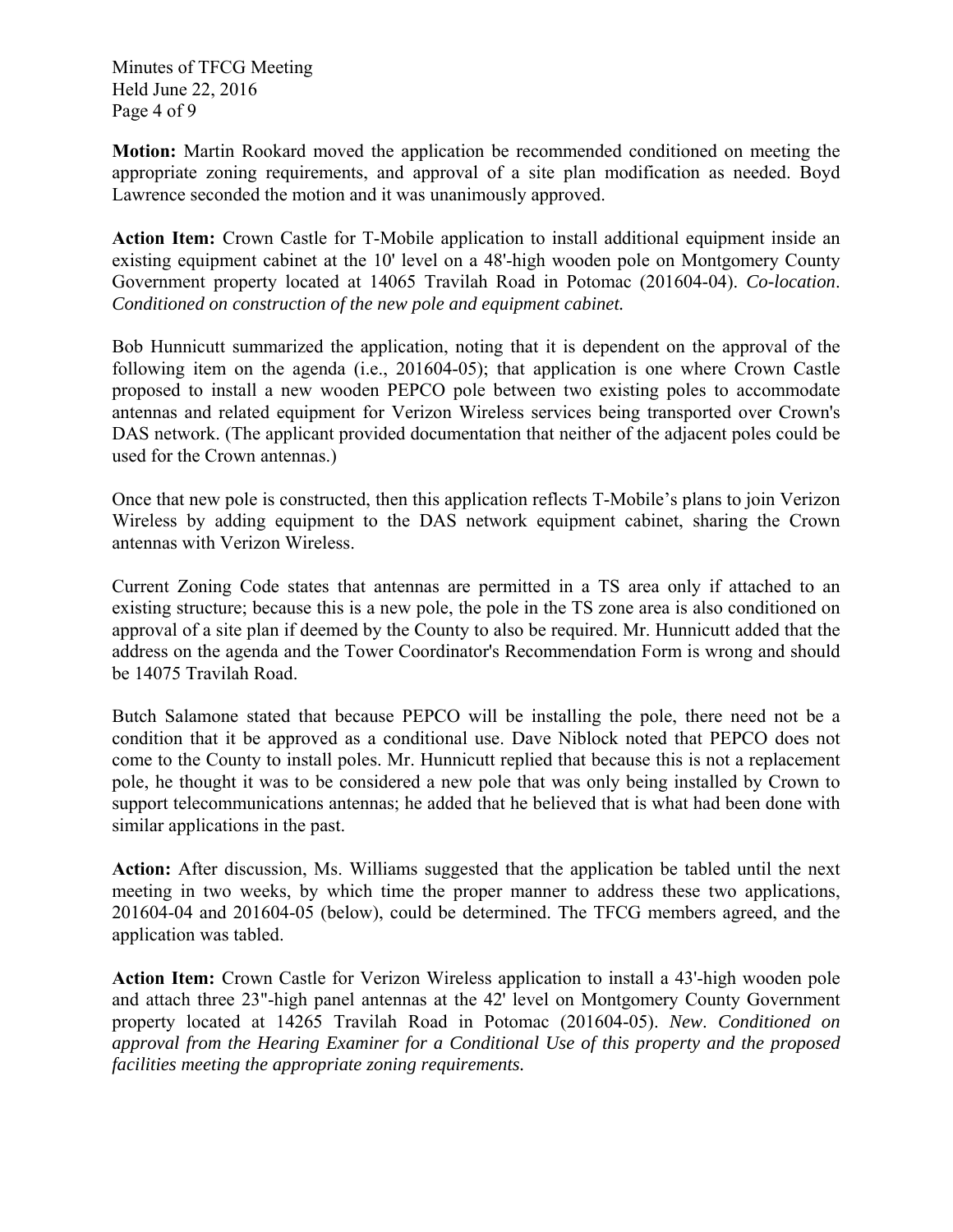**Motion:** Martin Rookard moved the application be recommended conditioned on meeting the appropriate zoning requirements, and approval of a site plan modification as needed. Boyd Lawrence seconded the motion and it was unanimously approved.

**Action Item:** Crown Castle for T-Mobile application to install additional equipment inside an existing equipment cabinet at the 10' level on a 48'-high wooden pole on Montgomery County Government property located at 14065 Travilah Road in Potomac (201604-04). *Co-location*. *Conditioned on construction of the new pole and equipment cabinet.*

Bob Hunnicutt summarized the application, noting that it is dependent on the approval of the following item on the agenda (i.e., 201604-05); that application is one where Crown Castle proposed to install a new wooden PEPCO pole between two existing poles to accommodate antennas and related equipment for Verizon Wireless services being transported over Crown's DAS network. (The applicant provided documentation that neither of the adjacent poles could be used for the Crown antennas.)

Once that new pole is constructed, then this application reflects T-Mobile's plans to join Verizon Wireless by adding equipment to the DAS network equipment cabinet, sharing the Crown antennas with Verizon Wireless.

Current Zoning Code states that antennas are permitted in a TS area only if attached to an existing structure; because this is a new pole, the pole in the TS zone area is also conditioned on approval of a site plan if deemed by the County to also be required. Mr. Hunnicutt added that the address on the agenda and the Tower Coordinator's Recommendation Form is wrong and should be 14075 Travilah Road.

Butch Salamone stated that because PEPCO will be installing the pole, there need not be a condition that it be approved as a conditional use. Dave Niblock noted that PEPCO does not come to the County to install poles. Mr. Hunnicutt replied that because this is not a replacement pole, he thought it was to be considered a new pole that was only being installed by Crown to support telecommunications antennas; he added that he believed that is what had been done with similar applications in the past.

**Action:** After discussion, Ms. Williams suggested that the application be tabled until the next meeting in two weeks, by which time the proper manner to address these two applications, 201604-04 and 201604-05 (below), could be determined. The TFCG members agreed, and the application was tabled.

**Action Item:** Crown Castle for Verizon Wireless application to install a 43'-high wooden pole and attach three 23"-high panel antennas at the 42' level on Montgomery County Government property located at 14265 Travilah Road in Potomac (201604-05). *New*. *Conditioned on approval from the Hearing Examiner for a Conditional Use of this property and the proposed facilities meeting the appropriate zoning requirements.*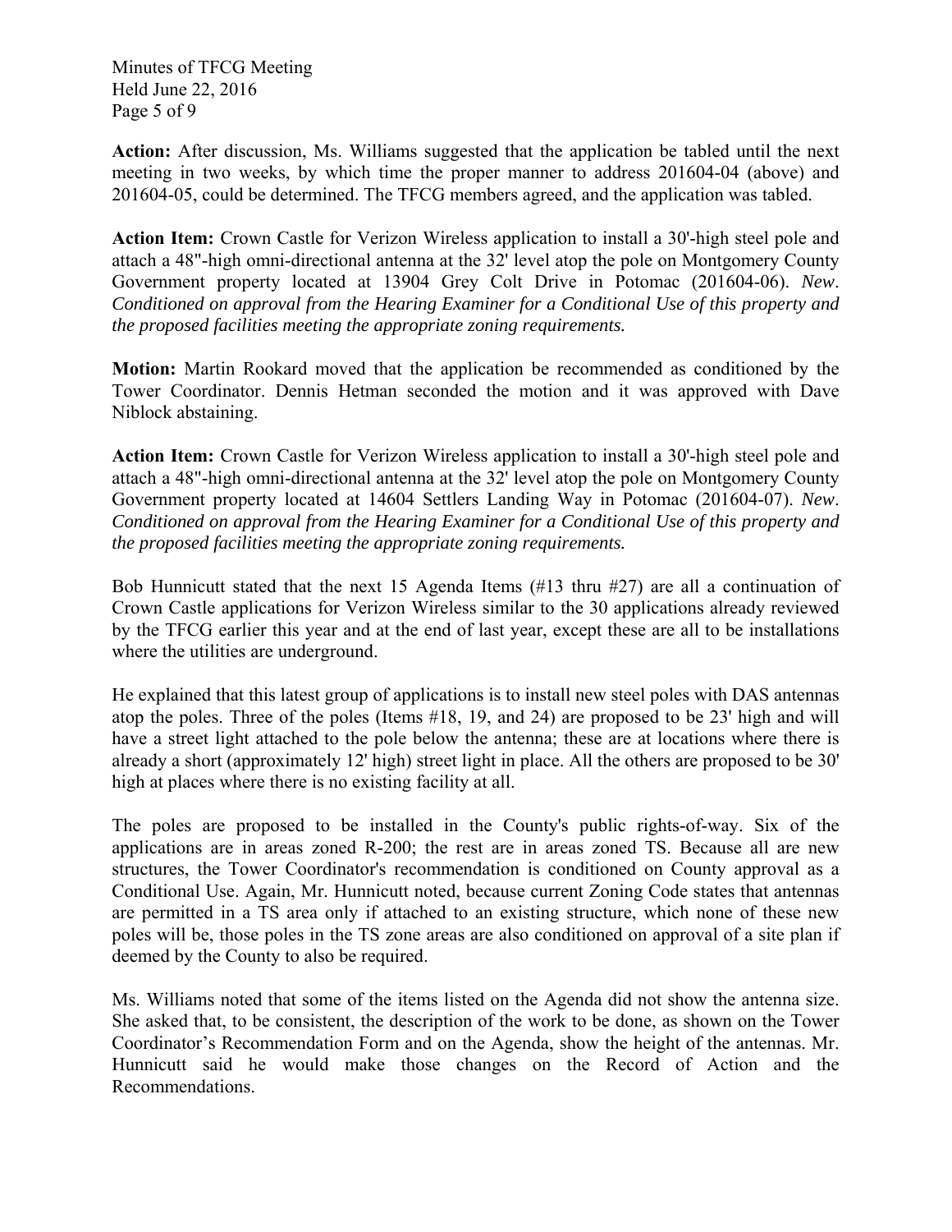**Action:** After discussion, Ms. Williams suggested that the application be tabled until the next meeting in two weeks, by which time the proper manner to address 201604-04 (above) and 201604-05, could be determined. The TFCG members agreed, and the application was tabled.

**Action Item:** Crown Castle for Verizon Wireless application to install a 30'-high steel pole and attach a 48"-high omni-directional antenna at the 32' level atop the pole on Montgomery County Government property located at 13904 Grey Colt Drive in Potomac (201604-06). *New. Conditioned on approval from the Hearing Examiner for a Conditional Use of this property and the proposed facilities meeting the appropriate zoning requirements.*

**Motion:** Martin Rookard moved that the application be recommended as conditioned by the Tower Coordinator. Dennis Hetman seconded the motion and it was approved with Dave Niblock abstaining.

**Action Item:** Crown Castle for Verizon Wireless application to install a 30'-high steel pole and attach a 48"-high omni-directional antenna at the 32' level atop the pole on Montgomery County Government property located at 14604 Settlers Landing Way in Potomac (201604-07). *New. Conditioned on approval from the Hearing Examiner for a Conditional Use of this property and the proposed facilities meeting the appropriate zoning requirements.*

Bob Hunnicutt stated that the next 15 Agenda Items (#13 thru #27) are all a continuation of Crown Castle applications for Verizon Wireless similar to the 30 applications already reviewed by the TFCG earlier this year and at the end of last year, except these are all to be installations where the utilities are underground.

He explained that this latest group of applications is to install new steel poles with DAS antennas atop the poles. Three of the poles (Items #18, 19, and 24) are proposed to be 23' high and will have a street light attached to the pole below the antenna; these are at locations where there is already a short (approximately 12' high) street light in place. All the others are proposed to be 30' high at places where there is no existing facility at all.

The poles are proposed to be installed in the County's public rights-of-way. Six of the applications are in areas zoned R-200; the rest are in areas zoned TS. Because all are new structures, the Tower Coordinator's recommendation is conditioned on County approval as a Conditional Use. Again, Mr. Hunnicutt noted, because current Zoning Code states that antennas are permitted in a TS area only if attached to an existing structure, which none of these new poles will be, those poles in the TS zone areas are also conditioned on approval of a site plan if deemed by the County to also be required.

Ms. Williams noted that some of the items listed on the Agenda did not show the antenna size. She asked that, to be consistent, the description of the work to be done, as shown on the Tower Coordinator's Recommendation Form and on the Agenda, show the height of the antennas. Mr. Hunnicutt said he would make those changes on the Record of Action and the Recommendations.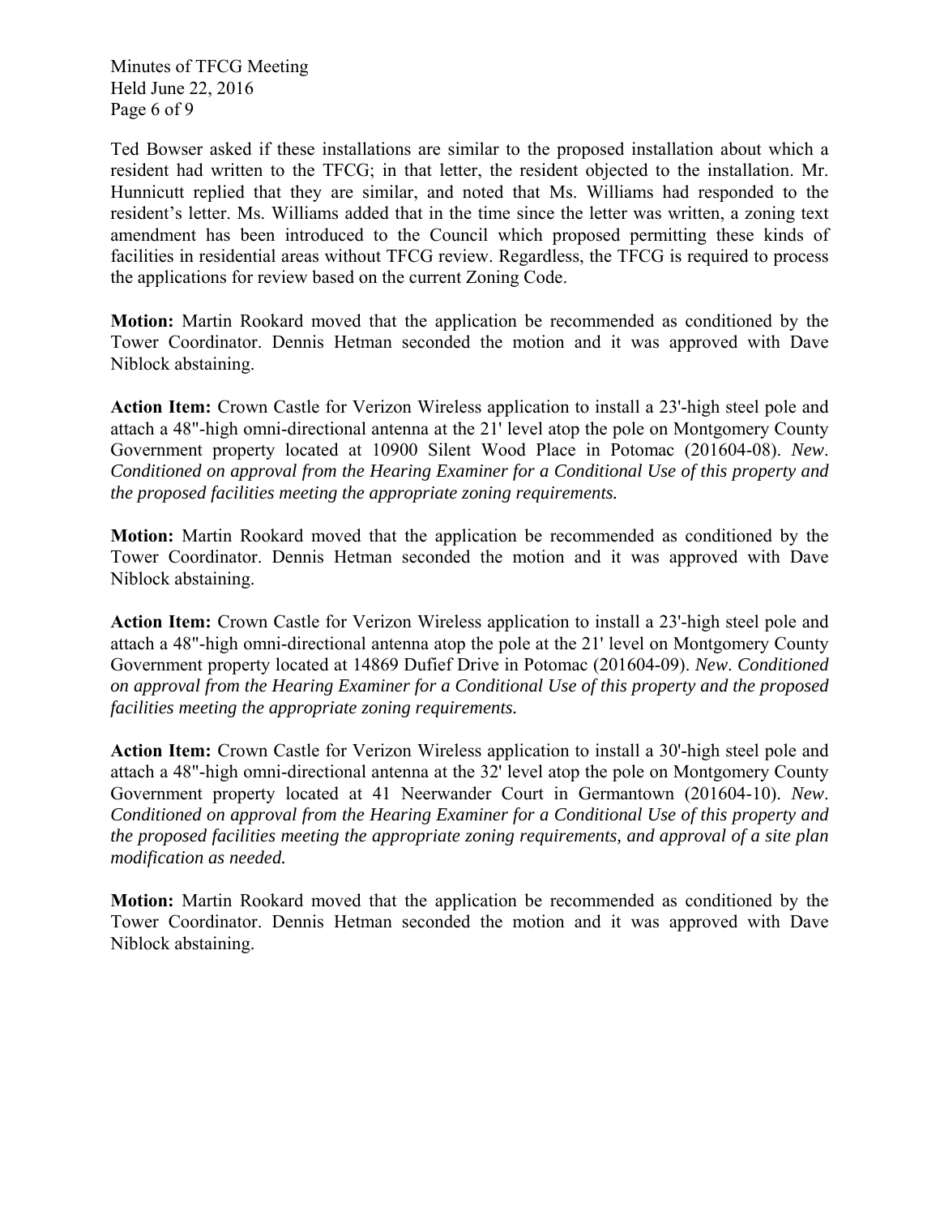Ted Bowser asked if these installations are similar to the proposed installation about which a resident had written to the TFCG; in that letter, the resident objected to the installation. Mr. Hunnicutt replied that they are similar, and noted that Ms. Williams had responded to the resident's letter. Ms. Williams added that in the time since the letter was written, a zoning text amendment has been introduced to the Council which proposed permitting these kinds of facilities in residential areas without TFCG review. Regardless, the TFCG is required to process the applications for review based on the current Zoning Code.

**Motion:** Martin Rookard moved that the application be recommended as conditioned by the Tower Coordinator. Dennis Hetman seconded the motion and it was approved with Dave Niblock abstaining.

**Action Item:** Crown Castle for Verizon Wireless application to install a 23'-high steel pole and attach a 48"-high omni-directional antenna at the 21' level atop the pole on Montgomery County Government property located at 10900 Silent Wood Place in Potomac (201604-08). *New*. *Conditioned on approval from the Hearing Examiner for a Conditional Use of this property and the proposed facilities meeting the appropriate zoning requirements.*

**Motion:** Martin Rookard moved that the application be recommended as conditioned by the Tower Coordinator. Dennis Hetman seconded the motion and it was approved with Dave Niblock abstaining.

**Action Item:** Crown Castle for Verizon Wireless application to install a 23'-high steel pole and attach a 48"-high omni-directional antenna atop the pole at the 21' level on Montgomery County Government property located at 14869 Dufief Drive in Potomac (201604-09). *New*. *Conditioned on approval from the Hearing Examiner for a Conditional Use of this property and the proposed facilities meeting the appropriate zoning requirements.*

**Action Item:** Crown Castle for Verizon Wireless application to install a 30'-high steel pole and attach a 48"-high omni-directional antenna at the 32' level atop the pole on Montgomery County Government property located at 41 Neerwander Court in Germantown (201604-10). *New*. *Conditioned on approval from the Hearing Examiner for a Conditional Use of this property and the proposed facilities meeting the appropriate zoning requirements, and approval of a site plan modification as needed.*

**Motion:** Martin Rookard moved that the application be recommended as conditioned by the Tower Coordinator. Dennis Hetman seconded the motion and it was approved with Dave Niblock abstaining.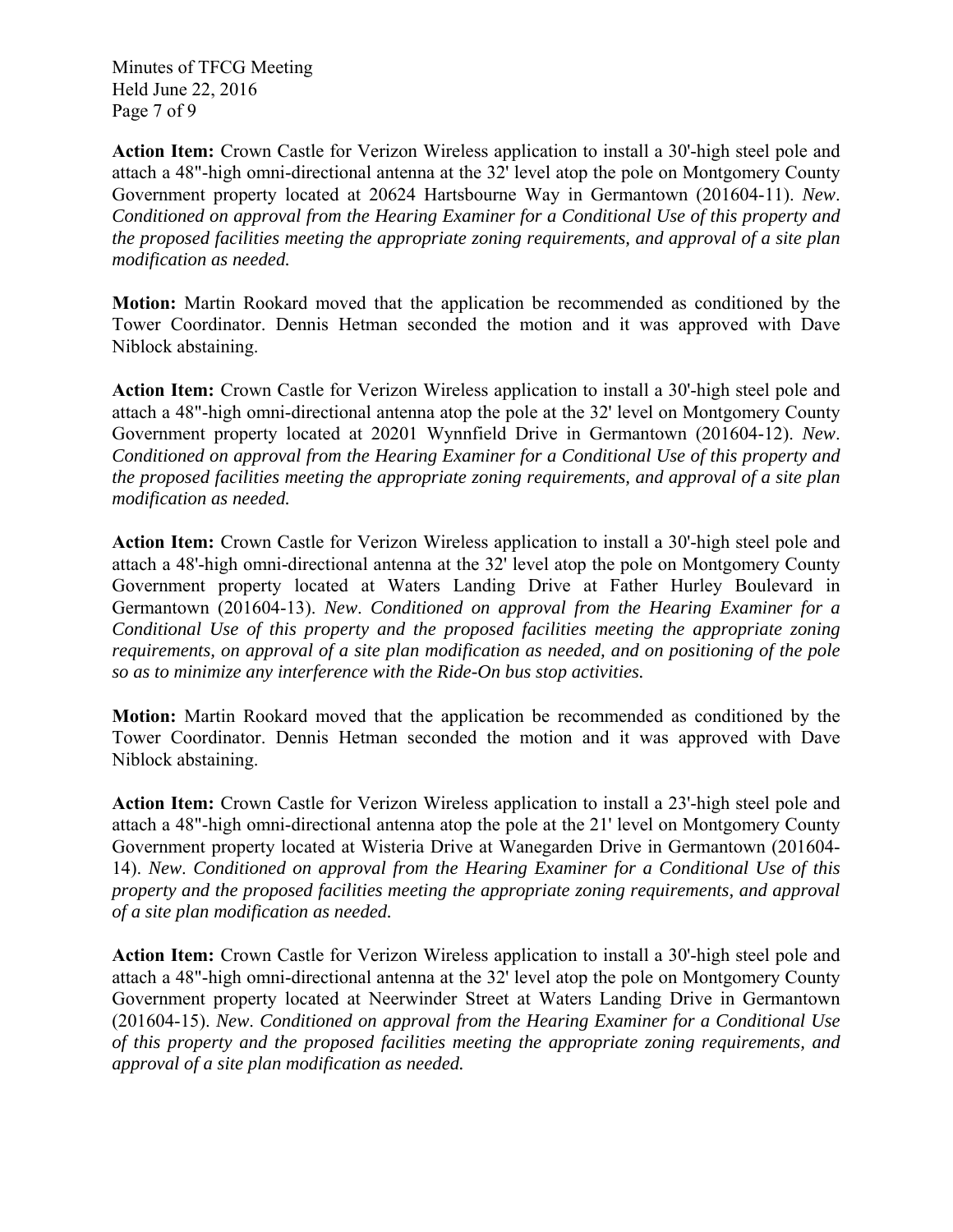**Action Item:** Crown Castle for Verizon Wireless application to install a 30'-high steel pole and attach a 48"-high omni-directional antenna at the 32' level atop the pole on Montgomery County Government property located at 20624 Hartsbourne Way in Germantown (201604-11). *New*. *Conditioned on approval from the Hearing Examiner for a Conditional Use of this property and the proposed facilities meeting the appropriate zoning requirements, and approval of a site plan modification as needed.*

**Motion:** Martin Rookard moved that the application be recommended as conditioned by the Tower Coordinator. Dennis Hetman seconded the motion and it was approved with Dave Niblock abstaining.

**Action Item:** Crown Castle for Verizon Wireless application to install a 30'-high steel pole and attach a 48"-high omni-directional antenna atop the pole at the 32' level on Montgomery County Government property located at 20201 Wynnfield Drive in Germantown (201604-12). *New*. *Conditioned on approval from the Hearing Examiner for a Conditional Use of this property and the proposed facilities meeting the appropriate zoning requirements, and approval of a site plan modification as needed.*

**Action Item:** Crown Castle for Verizon Wireless application to install a 30'-high steel pole and attach a 48'-high omni-directional antenna at the 32' level atop the pole on Montgomery County Government property located at Waters Landing Drive at Father Hurley Boulevard in Germantown (201604-13). *New*. *Conditioned on approval from the Hearing Examiner for a Conditional Use of this property and the proposed facilities meeting the appropriate zoning requirements, on approval of a site plan modification as needed, and on positioning of the pole so as to minimize any interference with the Ride-On bus stop activities.*

**Motion:** Martin Rookard moved that the application be recommended as conditioned by the Tower Coordinator. Dennis Hetman seconded the motion and it was approved with Dave Niblock abstaining.

**Action Item:** Crown Castle for Verizon Wireless application to install a 23'-high steel pole and attach a 48"-high omni-directional antenna atop the pole at the 21' level on Montgomery County Government property located at Wisteria Drive at Wanegarden Drive in Germantown (201604-14). *New*. *Conditioned on approval from the Hearing Examiner for a Conditional Use of this property and the proposed facilities meeting the appropriate zoning requirements, and approval of a site plan modification as needed.*

**Action Item:** Crown Castle for Verizon Wireless application to install a 30'-high steel pole and attach a 48"-high omni-directional antenna at the 32' level atop the pole on Montgomery County Government property located at Neerwinder Street at Waters Landing Drive in Germantown (201604-15). *New*. *Conditioned on approval from the Hearing Examiner for a Conditional Use of this property and the proposed facilities meeting the appropriate zoning requirements, and approval of a site plan modification as needed.*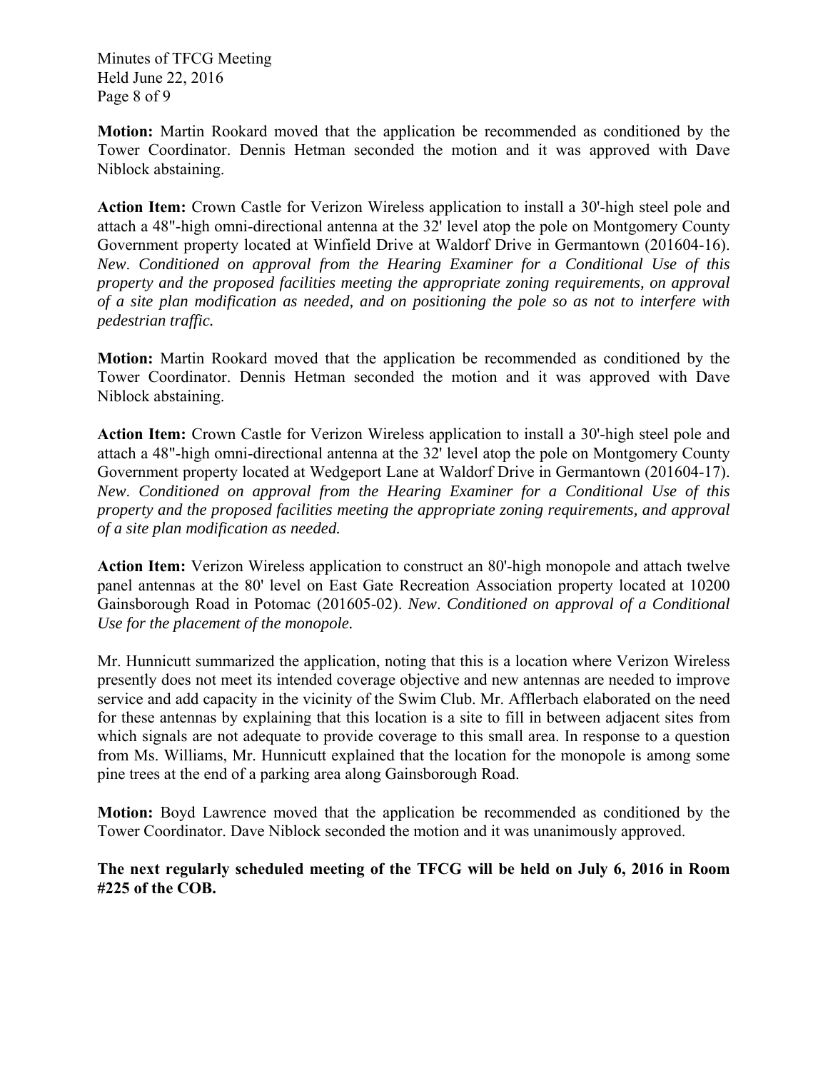**Motion:** Martin Rookard moved that the application be recommended as conditioned by the Tower Coordinator. Dennis Hetman seconded the motion and it was approved with Dave Niblock abstaining.

**Action Item:** Crown Castle for Verizon Wireless application to install a 30'-high steel pole and attach a 48"-high omni-directional antenna at the 32' level atop the pole on Montgomery County Government property located at Winfield Drive at Waldorf Drive in Germantown (201604-16). *New. Conditioned on approval from the Hearing Examiner for a Conditional Use of this property and the proposed facilities meeting the appropriate zoning requirements, on approval of a site plan modification as needed, and on positioning the pole so as not to interfere with pedestrian traffic.*

**Motion:** Martin Rookard moved that the application be recommended as conditioned by the Tower Coordinator. Dennis Hetman seconded the motion and it was approved with Dave Niblock abstaining.

**Action Item:** Crown Castle for Verizon Wireless application to install a 30'-high steel pole and attach a 48"-high omni-directional antenna at the 32' level atop the pole on Montgomery County Government property located at Wedgeport Lane at Waldorf Drive in Germantown (201604-17). *New. Conditioned on approval from the Hearing Examiner for a Conditional Use of this property and the proposed facilities meeting the appropriate zoning requirements, and approval of a site plan modification as needed.*

**Action Item:** Verizon Wireless application to construct an 80'-high monopole and attach twelve panel antennas at the 80' level on East Gate Recreation Association property located at 10200 Gainsborough Road in Potomac (201605-02). *New. Conditioned on approval of a Conditional Use for the placement of the monopole.*

Mr. Hunnicutt summarized the application, noting that this is a location where Verizon Wireless presently does not meet its intended coverage objective and new antennas are needed to improve service and add capacity in the vicinity of the Swim Club. Mr. Afflerbach elaborated on the need for these antennas by explaining that this location is a site to fill in between adjacent sites from which signals are not adequate to provide coverage to this small area. In response to a question from Ms. Williams, Mr. Hunnicutt explained that the location for the monopole is among some pine trees at the end of a parking area along Gainsborough Road.

**Motion:** Boyd Lawrence moved that the application be recommended as conditioned by the Tower Coordinator. Dave Niblock seconded the motion and it was unanimously approved.

**The next regularly scheduled meeting of the TFCG will be held on July 6, 2016 in Room #225 of the COB.**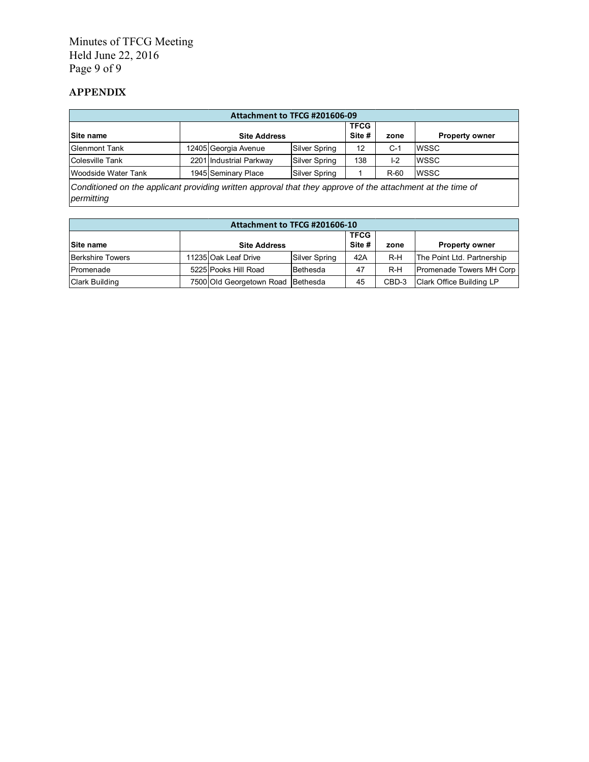## APPENDIX

| Attachment to TFCG #201606-09 | | | | | | |
|---|---|---|---|---|---|---|
| Site name | Site Address | | | TFCG Site # | zone | Property owner |
| Glenmont Tank | 12405 | Georgia Avenue | Silver Spring | 12 | C-1 | WSSC |
| Colesville Tank | 2201 | Industrial Parkway | Silver Spring | 138 | I-2 | WSSC |
| Woodside Water Tank | 1945 | Seminary Place | Silver Spring | 1 | R-60 | WSSC |
| *Conditioned on the applicant providing written approval that they approve of the attachment at the time of permitting* | | | | | | |

| Attachment to TFCG #201606-10 | | | | | | |
|---|---|---|---|---|---|---|
| Site name | Site Address | | | TFCG Site # | zone | Property owner |
| Berkshire Towers | 11235 | Oak Leaf Drive | Silver Spring | 42A | R-H | The Point Ltd. Partnership |
| Promenade | 5225 | Pooks Hill Road | Bethesda | 47 | R-H | Promenade Towers MH Corp |
| Clark Building | 7500 | Old Georgetown Road | Bethesda | 45 | CBD-3 | Clark Office Building LP |